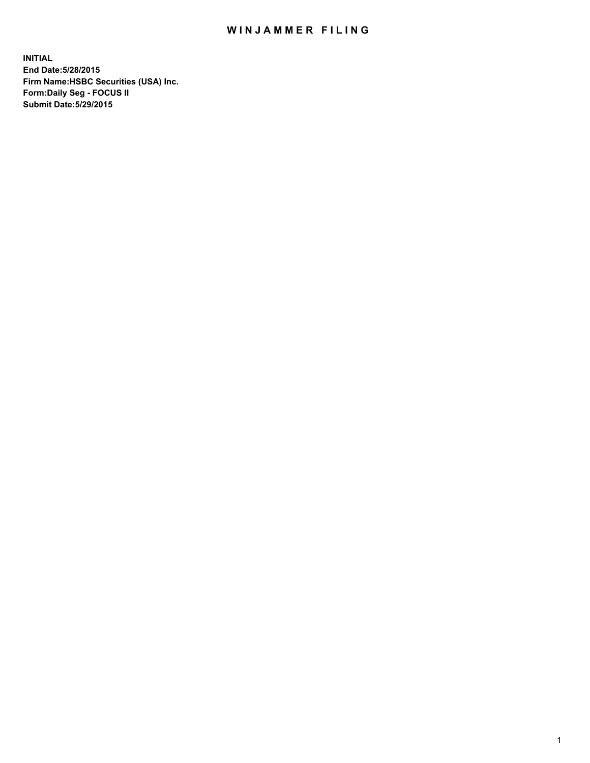# WINJAMMER FILING

**INITIAL**
**End Date:5/28/2015**
**Firm Name:HSBC Securities (USA) Inc.**
**Form:Daily Seg - FOCUS II**
**Submit Date:5/29/2015**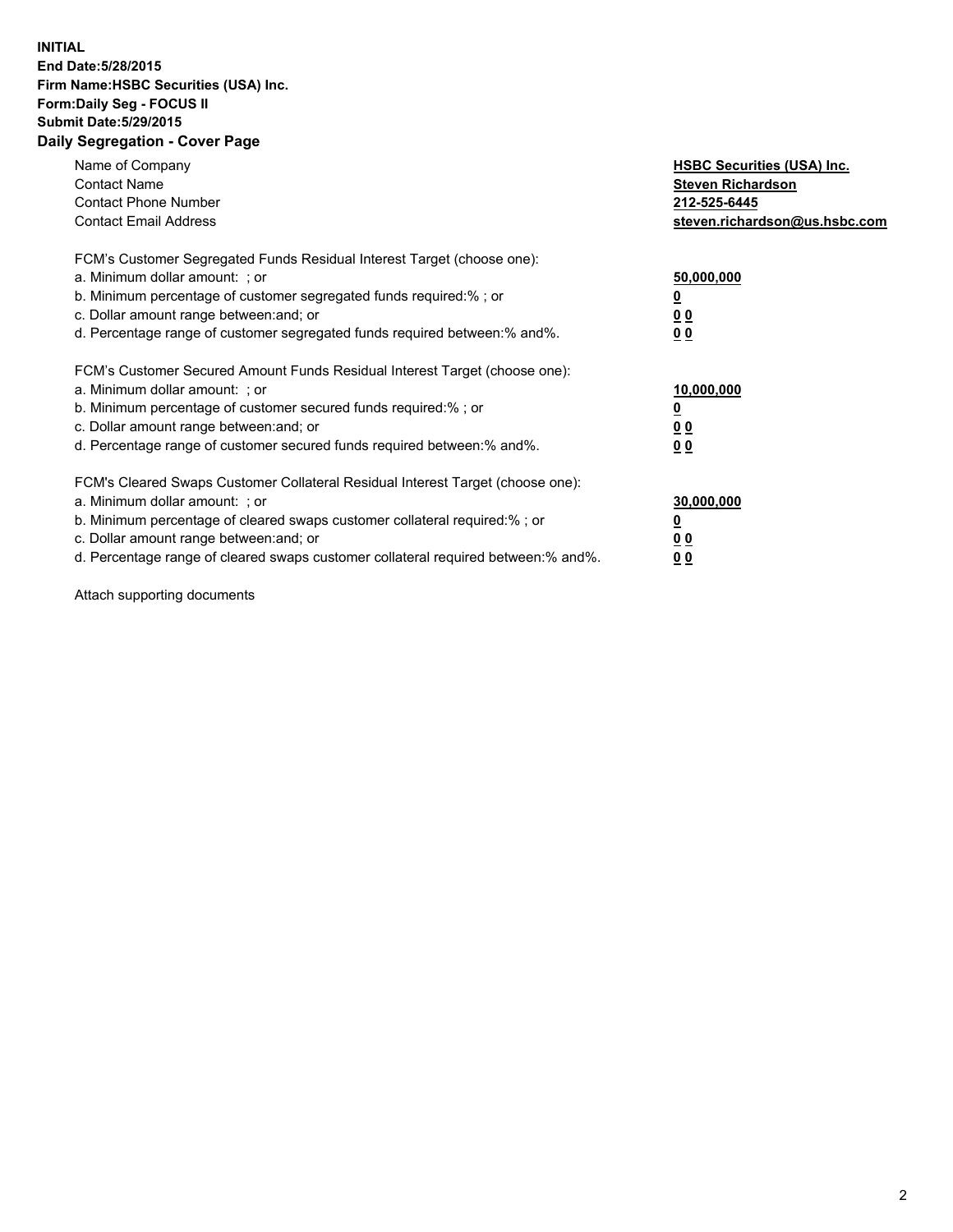**INITIAL**
**End Date:5/28/2015**
**Firm Name:HSBC Securities (USA) Inc.**
**Form:Daily Seg - FOCUS II**
**Submit Date:5/29/2015**

## Daily Segregation - Cover Page

| | |
|---|---|
| Name of Company | **HSBC Securities (USA) Inc.** |
| Contact Name | **Steven Richardson** |
| Contact Phone Number | **212-525-6445** |
| Contact Email Address | **steven.richardson@us.hsbc.com** |

FCM's Customer Segregated Funds Residual Interest Target (choose one):

| | |
|---|---|
| a. Minimum dollar amount: ; or | **50,000,000** |
| b. Minimum percentage of customer segregated funds required:% ; or | **0** |
| c. Dollar amount range between:and; or | **0 0** |
| d. Percentage range of customer segregated funds required between:% and%. | **0 0** |

FCM's Customer Secured Amount Funds Residual Interest Target (choose one):

| | |
|---|---|
| a. Minimum dollar amount: ; or | **10,000,000** |
| b. Minimum percentage of customer secured funds required:% ; or | **0** |
| c. Dollar amount range between:and; or | **0 0** |
| d. Percentage range of customer secured funds required between:% and%. | **0 0** |

FCM's Cleared Swaps Customer Collateral Residual Interest Target (choose one):

| | |
|---|---|
| a. Minimum dollar amount: ; or | **30,000,000** |
| b. Minimum percentage of cleared swaps customer collateral required:% ; or | **0** |
| c. Dollar amount range between:and; or | **0 0** |
| d. Percentage range of cleared swaps customer collateral required between:% and%. | **0 0** |

Attach supporting documents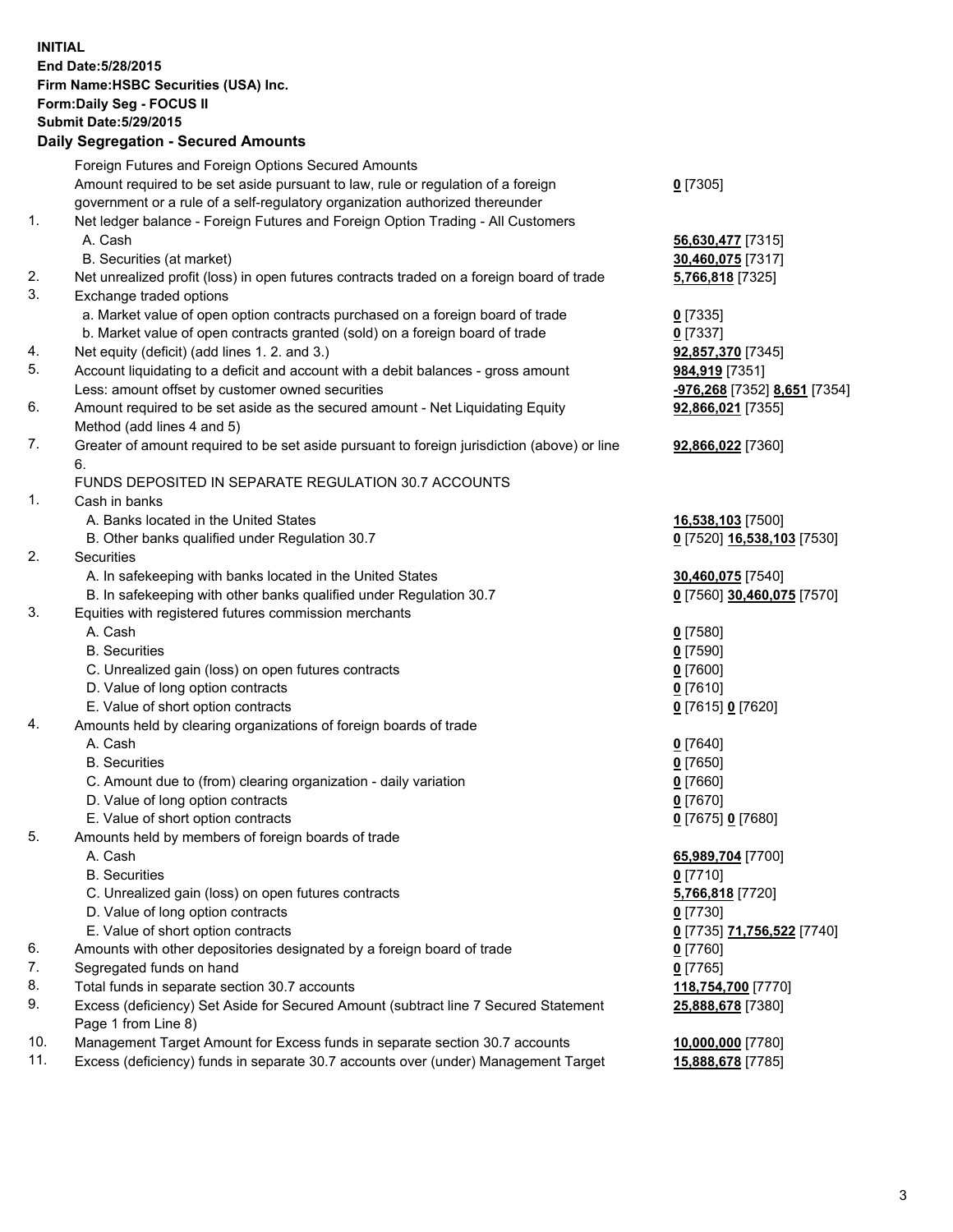**INITIAL**
**End Date:5/28/2015**
**Firm Name:HSBC Securities (USA) Inc.**
**Form:Daily Seg - FOCUS II**
**Submit Date:5/29/2015**

**Daily Segregation - Secured Amounts**

| | | |
|---|---|---|
| | Foreign Futures and Foreign Options Secured Amounts | |
| | Amount required to be set aside pursuant to law, rule or regulation of a foreign government or a rule of a self-regulatory organization authorized thereunder | **0** [7305] |
| 1. | Net ledger balance - Foreign Futures and Foreign Option Trading - All Customers | |
| | A. Cash | **56,630,477** [7315] |
| | B. Securities (at market) | **30,460,075** [7317] |
| 2. | Net unrealized profit (loss) in open futures contracts traded on a foreign board of trade | **5,766,818** [7325] |
| 3. | Exchange traded options | |
| | a. Market value of open option contracts purchased on a foreign board of trade | **0** [7335] |
| | b. Market value of open contracts granted (sold) on a foreign board of trade | **0** [7337] |
| 4. | Net equity (deficit) (add lines 1. 2. and 3.) | **92,857,370** [7345] |
| 5. | Account liquidating to a deficit and account with a debit balances - gross amount | **984,919** [7351] |
| | Less: amount offset by customer owned securities | **-976,268** [7352] **8,651** [7354] |
| 6. | Amount required to be set aside as the secured amount - Net Liquidating Equity Method (add lines 4 and 5) | **92,866,021** [7355] |
| 7. | Greater of amount required to be set aside pursuant to foreign jurisdiction (above) or line 6. | **92,866,022** [7360] |
| | FUNDS DEPOSITED IN SEPARATE REGULATION 30.7 ACCOUNTS | |
| 1. | Cash in banks | |
| | A. Banks located in the United States | **16,538,103** [7500] |
| | B. Other banks qualified under Regulation 30.7 | **0** [7520] **16,538,103** [7530] |
| 2. | Securities | |
| | A. In safekeeping with banks located in the United States | **30,460,075** [7540] |
| | B. In safekeeping with other banks qualified under Regulation 30.7 | **0** [7560] **30,460,075** [7570] |
| 3. | Equities with registered futures commission merchants | |
| | A. Cash | **0** [7580] |
| | B. Securities | **0** [7590] |
| | C. Unrealized gain (loss) on open futures contracts | **0** [7600] |
| | D. Value of long option contracts | **0** [7610] |
| | E. Value of short option contracts | **0** [7615] **0** [7620] |
| 4. | Amounts held by clearing organizations of foreign boards of trade | |
| | A. Cash | **0** [7640] |
| | B. Securities | **0** [7650] |
| | C. Amount due to (from) clearing organization - daily variation | **0** [7660] |
| | D. Value of long option contracts | **0** [7670] |
| | E. Value of short option contracts | **0** [7675] **0** [7680] |
| 5. | Amounts held by members of foreign boards of trade | |
| | A. Cash | **65,989,704** [7700] |
| | B. Securities | **0** [7710] |
| | C. Unrealized gain (loss) on open futures contracts | **5,766,818** [7720] |
| | D. Value of long option contracts | **0** [7730] |
| | E. Value of short option contracts | **0** [7735] **71,756,522** [7740] |
| 6. | Amounts with other depositories designated by a foreign board of trade | **0** [7760] |
| 7. | Segregated funds on hand | **0** [7765] |
| 8. | Total funds in separate section 30.7 accounts | **118,754,700** [7770] |
| 9. | Excess (deficiency) Set Aside for Secured Amount (subtract line 7 Secured Statement Page 1 from Line 8) | **25,888,678** [7380] |
| 10. | Management Target Amount for Excess funds in separate section 30.7 accounts | **10,000,000** [7780] |
| 11. | Excess (deficiency) funds in separate 30.7 accounts over (under) Management Target | **15,888,678** [7785] |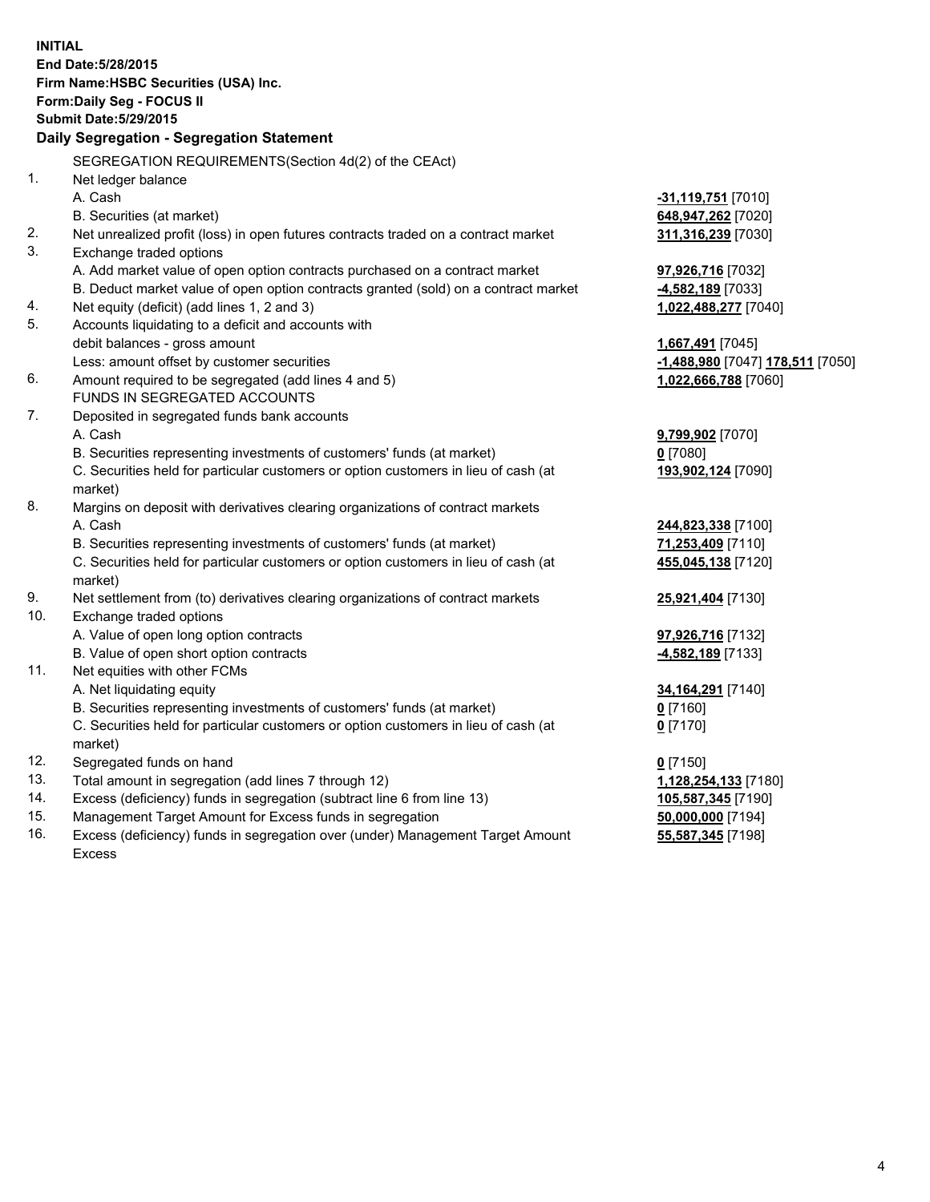**INITIAL**
**End Date:5/28/2015**
**Firm Name:HSBC Securities (USA) Inc.**
**Form:Daily Seg - FOCUS II**
**Submit Date:5/29/2015**

**Daily Segregation - Segregation Statement**

SEGREGATION REQUIREMENTS(Section 4d(2) of the CEAct)

| | | |
|---|---|---|
| 1. | Net ledger balance | |
| | A. Cash | **-31,119,751** [7010] |
| | B. Securities (at market) | **648,947,262** [7020] |
| 2. | Net unrealized profit (loss) in open futures contracts traded on a contract market | **311,316,239** [7030] |
| 3. | Exchange traded options | |
| | A. Add market value of open option contracts purchased on a contract market | **97,926,716** [7032] |
| | B. Deduct market value of open option contracts granted (sold) on a contract market | **-4,582,189** [7033] |
| 4. | Net equity (deficit) (add lines 1, 2 and 3) | **1,022,488,277** [7040] |
| 5. | Accounts liquidating to a deficit and accounts with debit balances - gross amount | **1,667,491** [7045] |
| | Less: amount offset by customer securities | **-1,488,980** [7047] **178,511** [7050] |
| 6. | Amount required to be segregated (add lines 4 and 5) | **1,022,666,788** [7060] |
| | FUNDS IN SEGREGATED ACCOUNTS | |
| 7. | Deposited in segregated funds bank accounts | |
| | A. Cash | **9,799,902** [7070] |
| | B. Securities representing investments of customers' funds (at market) | **0** [7080] |
| | C. Securities held for particular customers or option customers in lieu of cash (at market) | **193,902,124** [7090] |
| 8. | Margins on deposit with derivatives clearing organizations of contract markets | |
| | A. Cash | **244,823,338** [7100] |
| | B. Securities representing investments of customers' funds (at market) | **71,253,409** [7110] |
| | C. Securities held for particular customers or option customers in lieu of cash (at market) | **455,045,138** [7120] |
| 9. | Net settlement from (to) derivatives clearing organizations of contract markets | **25,921,404** [7130] |
| 10. | Exchange traded options | |
| | A. Value of open long option contracts | **97,926,716** [7132] |
| | B. Value of open short option contracts | **-4,582,189** [7133] |
| 11. | Net equities with other FCMs | |
| | A. Net liquidating equity | **34,164,291** [7140] |
| | B. Securities representing investments of customers' funds (at market) | **0** [7160] |
| | C. Securities held for particular customers or option customers in lieu of cash (at market) | **0** [7170] |
| 12. | Segregated funds on hand | **0** [7150] |
| 13. | Total amount in segregation (add lines 7 through 12) | **1,128,254,133** [7180] |
| 14. | Excess (deficiency) funds in segregation (subtract line 6 from line 13) | **105,587,345** [7190] |
| 15. | Management Target Amount for Excess funds in segregation | **50,000,000** [7194] |
| 16. | Excess (deficiency) funds in segregation over (under) Management Target Amount Excess | **55,587,345** [7198] |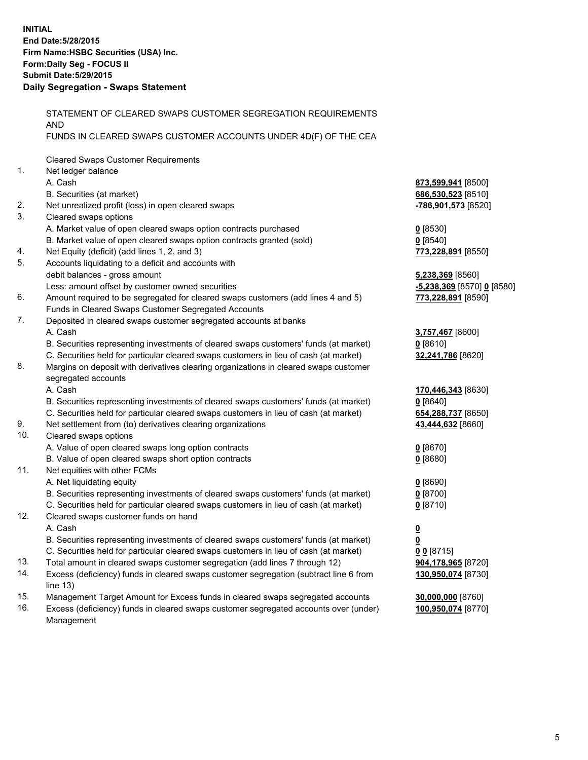**INITIAL**
**End Date:5/28/2015**
**Firm Name:HSBC Securities (USA) Inc.**
**Form:Daily Seg - FOCUS II**
**Submit Date:5/29/2015**
**Daily Segregation - Swaps Statement**

STATEMENT OF CLEARED SWAPS CUSTOMER SEGREGATION REQUIREMENTS AND FUNDS IN CLEARED SWAPS CUSTOMER ACCOUNTS UNDER 4D(F) OF THE CEA

| | | |
|---|---|---|
| | Cleared Swaps Customer Requirements | |
| 1. | Net ledger balance | |
| | A. Cash | 873,599,941 [8500] |
| | B. Securities (at market) | 686,530,523 [8510] |
| 2. | Net unrealized profit (loss) in open cleared swaps | -786,901,573 [8520] |
| 3. | Cleared swaps options | |
| | A. Market value of open cleared swaps option contracts purchased | 0 [8530] |
| | B. Market value of open cleared swaps option contracts granted (sold) | 0 [8540] |
| 4. | Net Equity (deficit) (add lines 1, 2, and 3) | 773,228,891 [8550] |
| 5. | Accounts liquidating to a deficit and accounts with debit balances - gross amount | 5,238,369 [8560] |
| | Less: amount offset by customer owned securities | -5,238,369 [8570] 0 [8580] |
| 6. | Amount required to be segregated for cleared swaps customers (add lines 4 and 5) | 773,228,891 [8590] |
| | Funds in Cleared Swaps Customer Segregated Accounts | |
| 7. | Deposited in cleared swaps customer segregated accounts at banks | |
| | A. Cash | 3,757,467 [8600] |
| | B. Securities representing investments of cleared swaps customers' funds (at market) | 0 [8610] |
| | C. Securities held for particular cleared swaps customers in lieu of cash (at market) | 32,241,786 [8620] |
| 8. | Margins on deposit with derivatives clearing organizations in cleared swaps customer segregated accounts | |
| | A. Cash | 170,446,343 [8630] |
| | B. Securities representing investments of cleared swaps customers' funds (at market) | 0 [8640] |
| | C. Securities held for particular cleared swaps customers in lieu of cash (at market) | 654,288,737 [8650] |
| 9. | Net settlement from (to) derivatives clearing organizations | 43,444,632 [8660] |
| 10. | Cleared swaps options | |
| | A. Value of open cleared swaps long option contracts | 0 [8670] |
| | B. Value of open cleared swaps short option contracts | 0 [8680] |
| 11. | Net equities with other FCMs | |
| | A. Net liquidating equity | 0 [8690] |
| | B. Securities representing investments of cleared swaps customers' funds (at market) | 0 [8700] |
| | C. Securities held for particular cleared swaps customers in lieu of cash (at market) | 0 [8710] |
| 12. | Cleared swaps customer funds on hand | |
| | A. Cash | 0 |
| | B. Securities representing investments of cleared swaps customers' funds (at market) | 0 |
| | C. Securities held for particular cleared swaps customers in lieu of cash (at market) | 0 0 [8715] |
| 13. | Total amount in cleared swaps customer segregation (add lines 7 through 12) | 904,178,965 [8720] |
| 14. | Excess (deficiency) funds in cleared swaps customer segregation (subtract line 6 from line 13) | 130,950,074 [8730] |
| 15. | Management Target Amount for Excess funds in cleared swaps segregated accounts | 30,000,000 [8760] |
| 16. | Excess (deficiency) funds in cleared swaps customer segregated accounts over (under) Management | 100,950,074 [8770] |